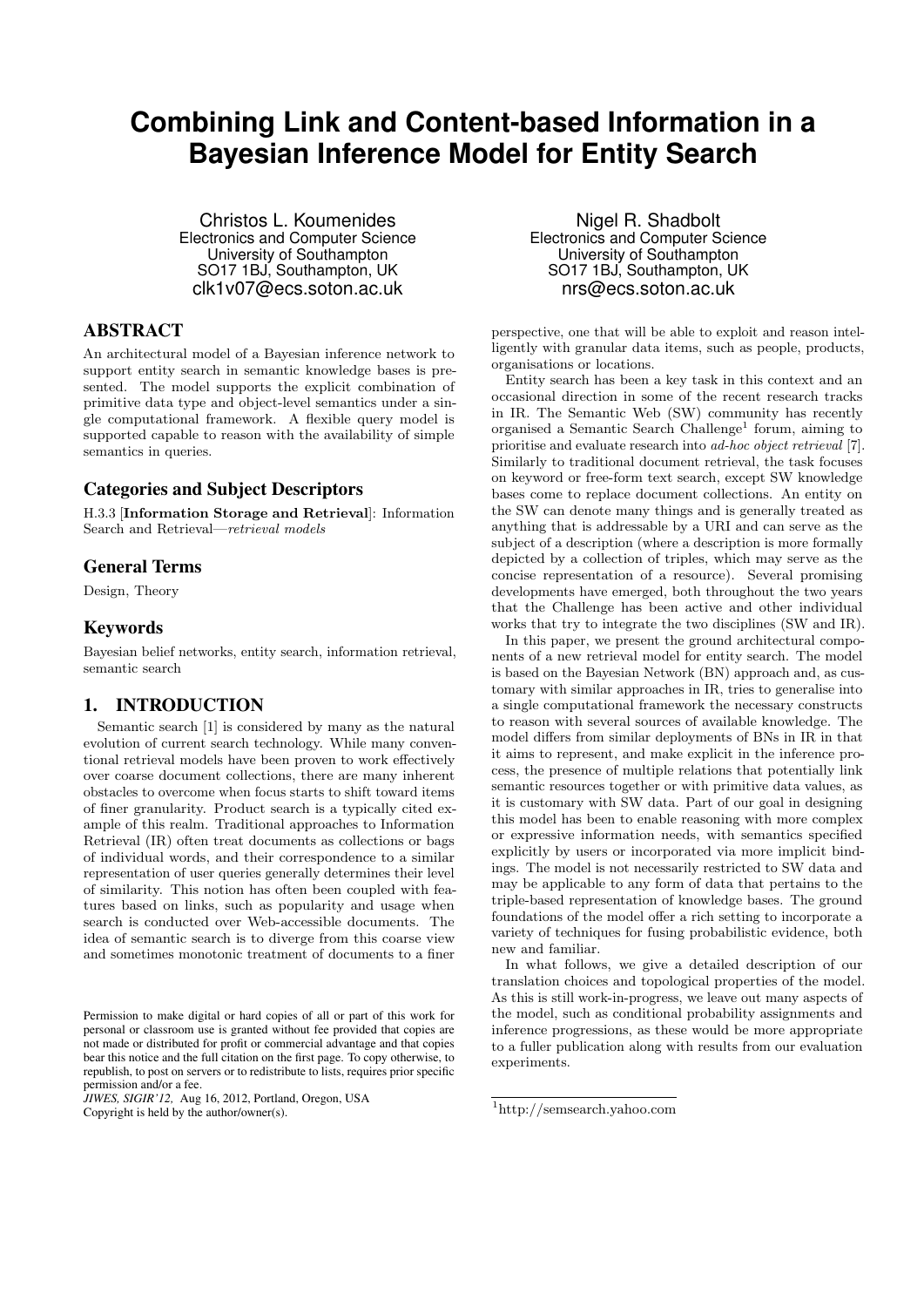# Combining Link and Content-based Information in a Bayesian Inference Model for Entity Search

Christos L. Koumenides
Electronics and Computer Science
University of Southampton
SO17 1BJ, Southampton, UK
clk1v07@ecs.soton.ac.uk

Nigel R. Shadbolt
Electronics and Computer Science
University of Southampton
SO17 1BJ, Southampton, UK
nrs@ecs.soton.ac.uk

## ABSTRACT

An architectural model of a Bayesian inference network to support entity search in semantic knowledge bases is presented. The model supports the explicit combination of primitive data type and object-level semantics under a single computational framework. A flexible query model is supported capable to reason with the availability of simple semantics in queries.

## Categories and Subject Descriptors

H.3.3 [**Information Storage and Retrieval**]: Information Search and Retrieval—*retrieval models*

## General Terms

Design, Theory

## Keywords

Bayesian belief networks, entity search, information retrieval, semantic search

## 1. INTRODUCTION

Semantic search [1] is considered by many as the natural evolution of current search technology. While many conventional retrieval models have been proven to work effectively over coarse document collections, there are many inherent obstacles to overcome when focus starts to shift toward items of finer granularity. Product search is a typically cited example of this realm. Traditional approaches to Information Retrieval (IR) often treat documents as collections or bags of individual words, and their correspondence to a similar representation of user queries generally determines their level of similarity. This notion has often been coupled with features based on links, such as popularity and usage when search is conducted over Web-accessible documents. The idea of semantic search is to diverge from this coarse view and sometimes monotonic treatment of documents to a finer perspective, one that will be able to exploit and reason intelligently with granular data items, such as people, products, organisations or locations.

Entity search has been a key task in this context and an occasional direction in some of the recent research tracks in IR. The Semantic Web (SW) community has recently organised a Semantic Search Challenge[1] forum, aiming to prioritise and evaluate research into *ad-hoc object retrieval* [7]. Similarly to traditional document retrieval, the task focuses on keyword or free-form text search, except SW knowledge bases come to replace document collections. An entity on the SW can denote many things and is generally treated as anything that is addressable by a URI and can serve as the subject of a description (where a description is more formally depicted by a collection of triples, which may serve as the concise representation of a resource). Several promising developments have emerged, both throughout the two years that the Challenge has been active and other individual works that try to integrate the two disciplines (SW and IR).

In this paper, we present the ground architectural components of a new retrieval model for entity search. The model is based on the Bayesian Network (BN) approach and, as customary with similar approaches in IR, tries to generalise into a single computational framework the necessary constructs to reason with several sources of available knowledge. The model differs from similar deployments of BNs in IR in that it aims to represent, and make explicit in the inference process, the presence of multiple relations that potentially link semantic resources together or with primitive data values, as it is customary with SW data. Part of our goal in designing this model has been to enable reasoning with more complex or expressive information needs, with semantics specified explicitly by users or incorporated via more implicit bindings. The model is not necessarily restricted to SW data and may be applicable to any form of data that pertains to the triple-based representation of knowledge bases. The ground foundations of the model offer a rich setting to incorporate a variety of techniques for fusing probabilistic evidence, both new and familiar.

In what follows, we give a detailed description of our translation choices and topological properties of the model. As this is still work-in-progress, we leave out many aspects of the model, such as conditional probability assignments and inference progressions, as these would be more appropriate to a fuller publication along with results from our evaluation experiments.

[1] http://semsearch.yahoo.com

Permission to make digital or hard copies of all or part of this work for personal or classroom use is granted without fee provided that copies are not made or distributed for profit or commercial advantage and that copies bear this notice and the full citation on the first page. To copy otherwise, to republish, to post on servers or to redistribute to lists, requires prior specific permission and/or a fee.
*JIWES, SIGIR'12,* Aug 16, 2012, Portland, Oregon, USA
Copyright is held by the author/owner(s).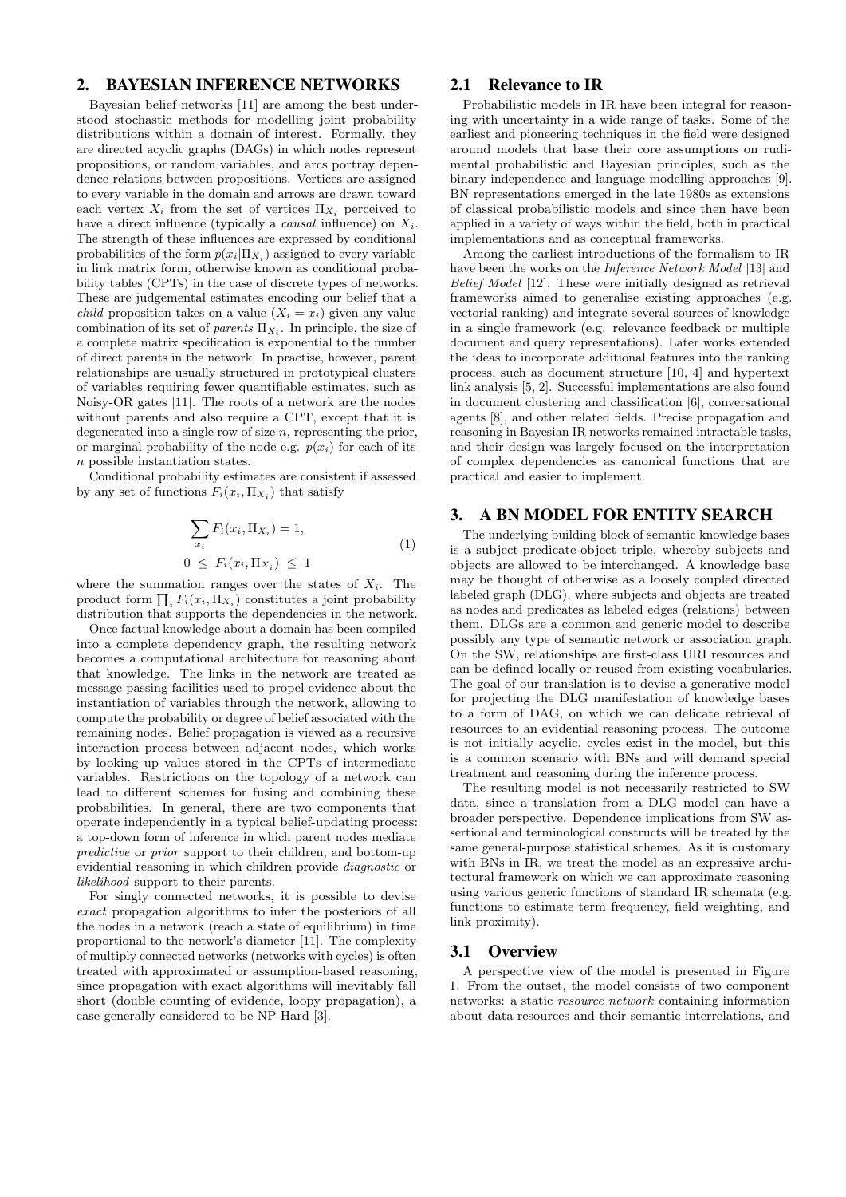## 2. BAYESIAN INFERENCE NETWORKS

Bayesian belief networks [11] are among the best understood stochastic methods for modelling joint probability distributions within a domain of interest. Formally, they are directed acyclic graphs (DAGs) in which nodes represent propositions, or random variables, and arcs portray dependence relations between propositions. Vertices are assigned to every variable in the domain and arrows are drawn toward each vertex $X_i$ from the set of vertices $\Pi_{X_i}$ perceived to have a direct influence (typically a *causal* influence) on $X_i$. The strength of these influences are expressed by conditional probabilities of the form $p(x_i|\Pi_{X_i})$ assigned to every variable in link matrix form, otherwise known as conditional probability tables (CPTs) in the case of discrete types of networks. These are judgemental estimates encoding our belief that a *child* proposition takes on a value ($X_i = x_i$) given any value combination of its set of *parents* $\Pi_{X_i}$. In principle, the size of a complete matrix specification is exponential to the number of direct parents in the network. In practise, however, parent relationships are usually structured in prototypical clusters of variables requiring fewer quantifiable estimates, such as Noisy-OR gates [11]. The roots of a network are the nodes without parents and also require a CPT, except that it is degenerated into a single row of size $n$, representing the prior, or marginal probability of the node e.g. $p(x_i)$ for each of its $n$ possible instantiation states.

Conditional probability estimates are consistent if assessed by any set of functions $F_i(x_i, \Pi_{X_i})$ that satisfy

$$\sum_{x_i} F_i(x_i, \Pi_{X_i}) = 1, \qquad 0 \le F_i(x_i, \Pi_{X_i}) \le 1 \tag{1}$$

where the summation ranges over the states of $X_i$. The product form $\prod_i F_i(x_i, \Pi_{X_i})$ constitutes a joint probability distribution that supports the dependencies in the network.

Once factual knowledge about a domain has been compiled into a complete dependency graph, the resulting network becomes a computational architecture for reasoning about that knowledge. The links in the network are treated as message-passing facilities used to propel evidence about the instantiation of variables through the network, allowing to compute the probability or degree of belief associated with the remaining nodes. Belief propagation is viewed as a recursive interaction process between adjacent nodes, which works by looking up values stored in the CPTs of intermediate variables. Restrictions on the topology of a network can lead to different schemes for fusing and combining these probabilities. In general, there are two components that operate independently in a typical belief-updating process: a top-down form of inference in which parent nodes mediate *predictive* or *prior* support to their children, and bottom-up evidential reasoning in which children provide *diagnostic* or *likelihood* support to their parents.

For singly connected networks, it is possible to devise *exact* propagation algorithms to infer the posteriors of all the nodes in a network (reach a state of equilibrium) in time proportional to the network's diameter [11]. The complexity of multiply connected networks (networks with cycles) is often treated with approximated or assumption-based reasoning, since propagation with exact algorithms will inevitably fall short (double counting of evidence, loopy propagation), a case generally considered to be NP-Hard [3].

### 2.1 Relevance to IR

Probabilistic models in IR have been integral for reasoning with uncertainty in a wide range of tasks. Some of the earliest and pioneering techniques in the field were designed around models that base their core assumptions on rudimental probabilistic and Bayesian principles, such as the binary independence and language modelling approaches [9]. BN representations emerged in the late 1980s as extensions of classical probabilistic models and since then have been applied in a variety of ways within the field, both in practical implementations and as conceptual frameworks.

Among the earliest introductions of the formalism to IR have been the works on the *Inference Network Model* [13] and *Belief Model* [12]. These were initially designed as retrieval frameworks aimed to generalise existing approaches (e.g. vectorial ranking) and integrate several sources of knowledge in a single framework (e.g. relevance feedback or multiple document and query representations). Later works extended the ideas to incorporate additional features into the ranking process, such as document structure [10, 4] and hypertext link analysis [5, 2]. Successful implementations are also found in document clustering and classification [6], conversational agents [8], and other related fields. Precise propagation and reasoning in Bayesian IR networks remained intractable tasks, and their design was largely focused on the interpretation of complex dependencies as canonical functions that are practical and easier to implement.

## 3. A BN MODEL FOR ENTITY SEARCH

The underlying building block of semantic knowledge bases is a subject-predicate-object triple, whereby subjects and objects are allowed to be interchanged. A knowledge base may be thought of otherwise as a loosely coupled directed labeled graph (DLG), where subjects and objects are treated as nodes and predicates as labeled edges (relations) between them. DLGs are a common and generic model to describe possibly any type of semantic network or association graph. On the SW, relationships are first-class URI resources and can be defined locally or reused from existing vocabularies. The goal of our translation is to devise a generative model for projecting the DLG manifestation of knowledge bases to a form of DAG, on which we can delicate retrieval of resources to an evidential reasoning process. The outcome is not initially acyclic, cycles exist in the model, but this is a common scenario with BNs and will demand special treatment and reasoning during the inference process.

The resulting model is not necessarily restricted to SW data, since a translation from a DLG model can have a broader perspective. Dependence implications from SW assertional and terminological constructs will be treated by the same general-purpose statistical schemes. As it is customary with BNs in IR, we treat the model as an expressive architectural framework on which we can approximate reasoning using various generic functions of standard IR schemata (e.g. functions to estimate term frequency, field weighting, and link proximity).

### 3.1 Overview

A perspective view of the model is presented in Figure 1. From the outset, the model consists of two component networks: a static *resource network* containing information about data resources and their semantic interrelations, and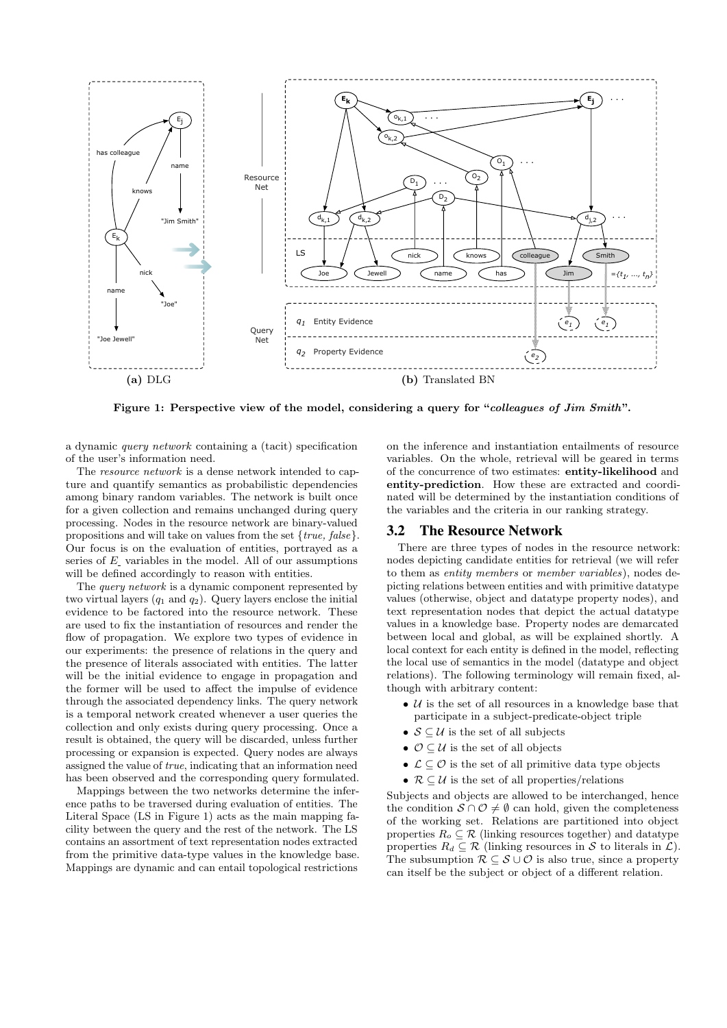**(a)** DLG **(b)** Translated BN

**Figure 1: Perspective view of the model, considering a query for "*colleagues of Jim Smith*".**

a dynamic *query network* containing a (tacit) specification of the user's information need.

The *resource network* is a dense network intended to capture and quantify semantics as probabilistic dependencies among binary random variables. The network is built once for a given collection and remains unchanged during query processing. Nodes in the resource network are binary-valued propositions and will take on values from the set {*true, false*}. Our focus is on the evaluation of entities, portrayed as a series of $E\_$ variables in the model. All of our assumptions will be defined accordingly to reason with entities.

The *query network* is a dynamic component represented by two virtual layers ($q_1$ and $q_2$). Query layers enclose the initial evidence to be factored into the resource network. These are used to fix the instantiation of resources and render the flow of propagation. We explore two types of evidence in our experiments: the presence of relations in the query and the presence of literals associated with entities. The latter will be the initial evidence to engage in propagation and the former will be used to affect the impulse of evidence through the associated dependency links. The query network is a temporal network created whenever a user queries the collection and only exists during query processing. Once a result is obtained, the query will be discarded, unless further processing or expansion is expected. Query nodes are always assigned the value of *true*, indicating that an information need has been observed and the corresponding query formulated.

Mappings between the two networks determine the inference paths to be traversed during evaluation of entities. The Literal Space (LS in Figure 1) acts as the main mapping facility between the query and the rest of the network. The LS contains an assortment of text representation nodes extracted from the primitive data-type values in the knowledge base. Mappings are dynamic and can entail topological restrictions on the inference and instantiation entailments of resource variables. On the whole, retrieval will be geared in terms of the concurrence of two estimates: **entity-likelihood** and **entity-prediction**. How these are extracted and coordinated will be determined by the instantiation conditions of the variables and the criteria in our ranking strategy.

## 3.2 The Resource Network

There are three types of nodes in the resource network: nodes depicting candidate entities for retrieval (we will refer to them as *entity members* or *member variables*), nodes depicting relations between entities and with primitive datatype values (otherwise, object and datatype property nodes), and text representation nodes that depict the actual datatype values in a knowledge base. Property nodes are demarcated between local and global, as will be explained shortly. A local context for each entity is defined in the model, reflecting the local use of semantics in the model (datatype and object relations). The following terminology will remain fixed, although with arbitrary content:

- $\mathcal{U}$ is the set of all resources in a knowledge base that participate in a subject-predicate-object triple
- $\mathcal{S} \subseteq \mathcal{U}$ is the set of all subjects
- $\mathcal{O} \subseteq \mathcal{U}$ is the set of all objects
- $\mathcal{L} \subseteq \mathcal{O}$ is the set of all primitive data type objects
- $\mathcal{R} \subseteq \mathcal{U}$ is the set of all properties/relations

Subjects and objects are allowed to be interchanged, hence the condition $\mathcal{S} \cap \mathcal{O} \neq \emptyset$ can hold, given the completeness of the working set. Relations are partitioned into object properties $R_o \subseteq \mathcal{R}$ (linking resources together) and datatype properties $R_d \subseteq \mathcal{R}$ (linking resources in $\mathcal{S}$ to literals in $\mathcal{L}$). The subsumption $\mathcal{R} \subseteq \mathcal{S} \cup \mathcal{O}$ is also true, since a property can itself be the subject or object of a different relation.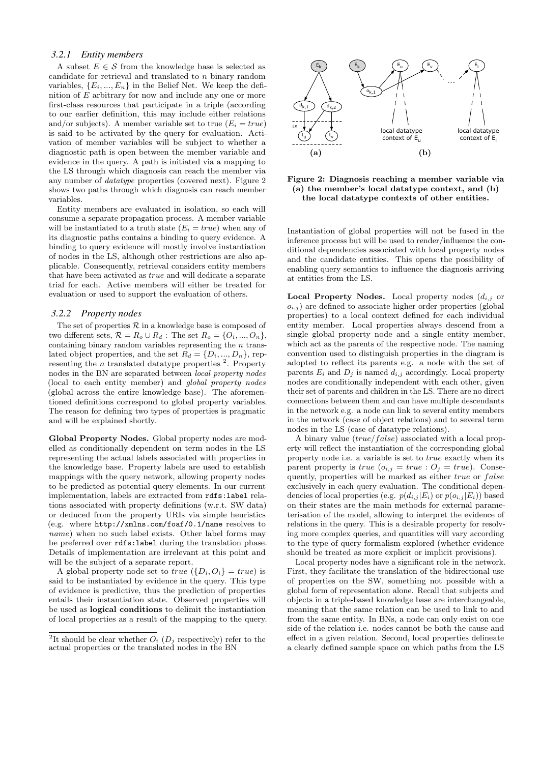### 3.2.1 Entity members

A subset $E \in \mathcal{S}$ from the knowledge base is selected as candidate for retrieval and translated to $n$ binary random variables, $\{E_i, ..., E_n\}$ in the Belief Net. We keep the definition of $E$ arbitrary for now and include any one or more first-class resources that participate in a triple (according to our earlier definition, this may include either relations and/or subjects). A member variable set to true ($E_i = true$) is said to be activated by the query for evaluation. Activation of member variables will be subject to whether a diagnostic path is open between the member variable and evidence in the query. A path is initiated via a mapping to the LS through which diagnosis can reach the member via any number of *datatype* properties (covered next). Figure 2 shows two paths through which diagnosis can reach member variables.

Entity members are evaluated in isolation, so each will consume a separate propagation process. A member variable will be instantiated to a truth state ($E_i = true$) when any of its diagnostic paths contains a binding to query evidence. A binding to query evidence will mostly involve instantiation of nodes in the LS, although other restrictions are also applicable. Consequently, retrieval considers entity members that have been activated as *true* and will dedicate a separate trial for each. Active members will either be treated for evaluation or used to support the evaluation of others.

### 3.2.2 Property nodes

The set of properties $\mathcal{R}$ in a knowledge base is composed of two different sets, $\mathcal{R} = R_o \cup R_d$ : The set $R_o = \{O_i, ..., O_n\}$, containing binary random variables representing the $n$ translated object properties, and the set $R_d = \{D_i, ..., D_n\}$, representing the $n$ translated datatype properties [2]. Property nodes in the BN are separated between *local property nodes* (local to each entity member) and *global property nodes* (global across the entire knowledge base). The aforementioned definitions correspond to global property variables. The reason for defining two types of properties is pragmatic and will be explained shortly.

**Global Property Nodes.** Global property nodes are modelled as conditionally dependent on term nodes in the LS representing the actual labels associated with properties in the knowledge base. Property labels are used to establish mappings with the query network, allowing property nodes to be predicted as potential query elements. In our current implementation, labels are extracted from `rdfs:label` relations associated with property definitions (w.r.t. SW data) or deduced from the property URIs via simple heuristics (e.g. where `http://xmlns.com/foaf/0.1/name` resolves to *name*) when no such label exists. Other label forms may be preferred over `rdfs:label` during the translation phase. Details of implementation are irrelevant at this point and will be the subject of a separate report.

A global property node set to *true* ($\{D_i, O_i\} = true$) is said to be instantiated by evidence in the query. This type of evidence is predictive, thus the prediction of properties entails their instantiation state. Observed properties will be used as **logical conditions** to delimit the instantiation of local properties as a result of the mapping to the query.

[2] It should be clear whether $O_i$ ($D_j$ respectively) refer to the actual properties or the translated nodes in the BN

E_k
E_k
E_u
E_v
E_i
d_k,1
d_k,2
o_k,1
LS
t_u
t_v
local datatype context of E_u
local datatype context of E_i
(a)
(b)

**Figure 2: Diagnosis reaching a member variable via (a) the member's local datatype context, and (b) the local datatype contexts of other entities.**

Instantiation of global properties will not be fused in the inference process but will be used to render/influence the conditional dependencies associated with local property nodes and the candidate entities. This opens the possibility of enabling query semantics to influence the diagnosis arriving at entities from the LS.

**Local Property Nodes.** Local property nodes ($d_{i,j}$ or $o_{i,j}$) are defined to associate higher order properties (global properties) to a local context defined for each individual entity member. Local properties always descend from a single global property node and a single entity member, which act as the parents of the respective node. The naming convention used to distinguish properties in the diagram is adopted to reflect its parents e.g. a node with the set of parents $E_i$ and $D_j$ is named $d_{i,j}$ accordingly. Local property nodes are conditionally independent with each other, given their set of parents and children in the LS. There are no direct connections between them and can have multiple descendants in the network e.g. a node can link to several entity members in the network (case of object relations) and to several term nodes in the LS (case of datatype relations).

A binary value (*true*/*false*) associated with a local property will reflect the instantiation of the corresponding global property node i.e. a variable is set to *true* exactly when its parent property is *true* ($o_{i,j} = true : O_j = true$). Consequently, properties will be marked as either *true* or *false* exclusively in each query evaluation. The conditional dependencies of local properties (e.g. $p(d_{i,j}|E_i)$ or $p(o_{i,j}|E_i)$) based on their states are the main methods for external parameterisation of the model, allowing to interpret the evidence of relations in the query. This is a desirable property for resolving more complex queries, and quantities will vary according to the type of query formalism explored (whether evidence should be treated as more explicit or implicit provisions).

Local property nodes have a significant role in the network. First, they facilitate the translation of the bidirectional use of properties on the SW, something not possible with a global form of representation alone. Recall that subjects and objects in a triple-based knowledge base are interchangeable, meaning that the same relation can be used to link to and from the same entity. In BNs, a node can only exist on one side of the relation i.e. nodes cannot be both the cause and effect in a given relation. Second, local properties delineate a clearly defined sample space on which paths from the LS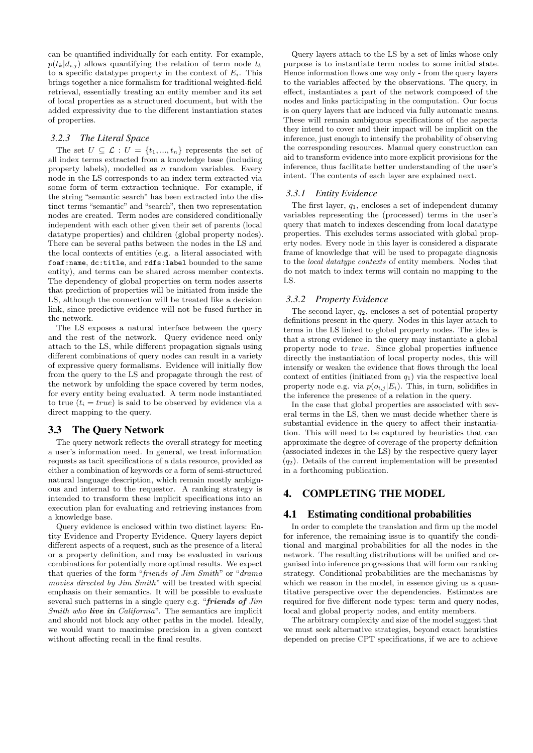can be quantified individually for each entity. For example, $p(t_k|d_{i,j})$ allows quantifying the relation of term node $t_k$ to a specific datatype property in the context of $E_i$. This brings together a nice formalism for traditional weighted-field retrieval, essentially treating an entity member and its set of local properties as a structured document, but with the added expressivity due to the different instantiation states of properties.

#### 3.2.3 The Literal Space

The set $U \subseteq \mathcal{L} : U = \{t_1, ..., t_n\}$ represents the set of all index terms extracted from a knowledge base (including property labels), modelled as $n$ random variables. Every node in the LS corresponds to an index term extracted via some form of term extraction technique. For example, if the string "semantic search" has been extracted into the distinct terms "semantic" and "search", then two representation nodes are created. Term nodes are considered conditionally independent with each other given their set of parents (local datatype properties) and children (global property nodes). There can be several paths between the nodes in the LS and the local contexts of entities (e.g. a literal associated with `foaf:name`, `dc:title`, and `rdfs:label` bounded to the same entity), and terms can be shared across member contexts. The dependency of global properties on term nodes asserts that prediction of properties will be initiated from inside the LS, although the connection will be treated like a decision link, since predictive evidence will not be fused further in the network.

The LS exposes a natural interface between the query and the rest of the network. Query evidence need only attach to the LS, while different propagation signals using different combinations of query nodes can result in a variety of expressive query formalisms. Evidence will initially flow from the query to the LS and propagate through the rest of the network by unfolding the space covered by term nodes, for every entity being evaluated. A term node instantiated to true ($t_i = true$) is said to be observed by evidence via a direct mapping to the query.

### 3.3 The Query Network

The query network reflects the overall strategy for meeting a user's information need. In general, we treat information requests as tacit specifications of a data resource, provided as either a combination of keywords or a form of semi-structured natural language description, which remain mostly ambiguous and internal to the requestor. A ranking strategy is intended to transform these implicit specifications into an execution plan for evaluating and retrieving instances from a knowledge base.

Query evidence is enclosed within two distinct layers: Entity Evidence and Property Evidence. Query layers depict different aspects of a request, such as the presence of a literal or a property definition, and may be evaluated in various combinations for potentially more optimal results. We expect that queries of the form "*friends of Jim Smith*" or "*drama movies directed by Jim Smith*" will be treated with special emphasis on their semantics. It will be possible to evaluate several such patterns in a single query e.g. "***friends of*** *Jim Smith who* ***live in*** *California*". The semantics are implicit and should not block any other paths in the model. Ideally, we would want to maximise precision in a given context without affecting recall in the final results.

Query layers attach to the LS by a set of links whose only purpose is to instantiate term nodes to some initial state. Hence information flows one way only - from the query layers to the variables affected by the observations. The query, in effect, instantiates a part of the network composed of the nodes and links participating in the computation. Our focus is on query layers that are induced via fully automatic means. These will remain ambiguous specifications of the aspects they intend to cover and their impact will be implicit on the inference, just enough to intensify the probability of observing the corresponding resources. Manual query construction can aid to transform evidence into more explicit provisions for the inference, thus facilitate better understanding of the user's intent. The contents of each layer are explained next.

#### 3.3.1 Entity Evidence

The first layer, $q_1$, encloses a set of independent dummy variables representing the (processed) terms in the user's query that match to indexes descending from local datatype properties. This excludes terms associated with global property nodes. Every node in this layer is considered a disparate frame of knowledge that will be used to propagate diagnosis to the *local datatype contexts* of entity members. Nodes that do not match to index terms will contain no mapping to the LS.

#### 3.3.2 Property Evidence

The second layer, $q_2$, encloses a set of potential property definitions present in the query. Nodes in this layer attach to terms in the LS linked to global property nodes. The idea is that a strong evidence in the query may instantiate a global property node to *true*. Since global properties influence directly the instantiation of local property nodes, this will intensify or weaken the evidence that flows through the local context of entities (initiated from $q_1$) via the respective local property node e.g. via $p(o_{i,j}|E_i)$. This, in turn, solidifies in the inference the presence of a relation in the query.

In the case that global properties are associated with several terms in the LS, then we must decide whether there is substantial evidence in the query to affect their instantiation. This will need to be captured by heuristics that can approximate the degree of coverage of the property definition (associated indexes in the LS) by the respective query layer ($q_2$). Details of the current implementation will be presented in a forthcoming publication.

## 4. COMPLETING THE MODEL

### 4.1 Estimating conditional probabilities

In order to complete the translation and firm up the model for inference, the remaining issue is to quantify the conditional and marginal probabilities for all the nodes in the network. The resulting distributions will be unified and organised into inference progressions that will form our ranking strategy. Conditional probabilities are the mechanisms by which we reason in the model, in essence giving us a quantitative perspective over the dependencies. Estimates are required for five different node types: term and query nodes, local and global property nodes, and entity members.

The arbitrary complexity and size of the model suggest that we must seek alternative strategies, beyond exact heuristics depended on precise CPT specifications, if we are to achieve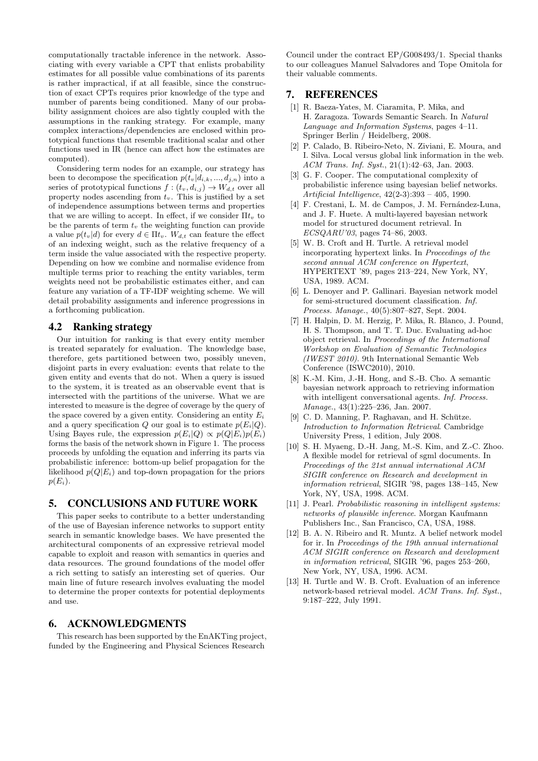computationally tractable inference in the network. Associating with every variable a CPT that enlists probability estimates for all possible value combinations of its parents is rather impractical, if at all feasible, since the construction of exact CPTs requires prior knowledge of the type and number of parents being conditioned. Many of our probability assignment choices are also tightly coupled with the assumptions in the ranking strategy. For example, many complex interactions/dependencies are enclosed within prototypical functions that resemble traditional scalar and other functions used in IR (hence can affect how the estimates are computed).

Considering term nodes for an example, our strategy has been to decompose the specification $p(t_v|d_{i,k}, ..., d_{j,n})$ into a series of prototypical functions $f : (t_v, d_{i,j}) \rightarrow W_{d,t}$ over all property nodes ascending from $t_v$. This is justified by a set of independence assumptions between terms and properties that we are willing to accept. In effect, if we consider $\Pi t_v$ to be the parents of term $t_v$ the weighting function can provide a value $p(t_v|d)$ for every $d \in \Pi t_v$. $W_{d,t}$ can feature the effect of an indexing weight, such as the relative frequency of a term inside the value associated with the respective property. Depending on how we combine and normalise evidence from multiple terms prior to reaching the entity variables, term weights need not be probabilistic estimates either, and can feature any variation of a TF-IDF weighting scheme. We will detail probability assignments and inference progressions in a forthcoming publication.

## 4.2 Ranking strategy

Our intuition for ranking is that every entity member is treated separately for evaluation. The knowledge base, therefore, gets partitioned between two, possibly uneven, disjoint parts in every evaluation: events that relate to the given entity and events that do not. When a query is issued to the system, it is treated as an observable event that is intersected with the partitions of the universe. What we are interested to measure is the degree of coverage by the query of the space covered by a given entity. Considering an entity $E_i$ and a query specification $Q$ our goal is to estimate $p(E_i|Q)$. Using Bayes rule, the expression $p(E_i|Q) \propto p(Q|E_i)p(E_i)$ forms the basis of the network shown in Figure 1. The process proceeds by unfolding the equation and inferring its parts via probabilistic inference: bottom-up belief propagation for the likelihood $p(Q|E_i)$ and top-down propagation for the priors $p(E_i)$.

# 5. CONCLUSIONS AND FUTURE WORK

This paper seeks to contribute to a better understanding of the use of Bayesian inference networks to support entity search in semantic knowledge bases. We have presented the architectural components of an expressive retrieval model capable to exploit and reason with semantics in queries and data resources. The ground foundations of the model offer a rich setting to satisfy an interesting set of queries. Our main line of future research involves evaluating the model to determine the proper contexts for potential deployments and use.

# 6. ACKNOWLEDGMENTS

This research has been supported by the EnAKTing project, funded by the Engineering and Physical Sciences Research Council under the contract EP/G008493/1. Special thanks to our colleagues Manuel Salvadores and Tope Omitola for their valuable comments.

# 7. REFERENCES

[1] R. Baeza-Yates, M. Ciaramita, P. Mika, and H. Zaragoza. Towards Semantic Search. In *Natural Language and Information Systems*, pages 4–11. Springer Berlin / Heidelberg, 2008.

[2] P. Calado, B. Ribeiro-Neto, N. Ziviani, E. Moura, and I. Silva. Local versus global link information in the web. *ACM Trans. Inf. Syst.*, 21(1):42–63, Jan. 2003.

[3] G. F. Cooper. The computational complexity of probabilistic inference using bayesian belief networks. *Artificial Intelligence*, 42(2-3):393 – 405, 1990.

[4] F. Crestani, L. M. de Campos, J. M. Fernández-Luna, and J. F. Huete. A multi-layered bayesian network model for structured document retrieval. In *ECSQARU'03*, pages 74–86, 2003.

[5] W. B. Croft and H. Turtle. A retrieval model incorporating hypertext links. In *Proceedings of the second annual ACM conference on Hypertext*, HYPERTEXT '89, pages 213–224, New York, NY, USA, 1989. ACM.

[6] L. Denoyer and P. Gallinari. Bayesian network model for semi-structured document classification. *Inf. Process. Manage.*, 40(5):807–827, Sept. 2004.

[7] H. Halpin, D. M. Herzig, P. Mika, R. Blanco, J. Pound, H. S. Thompson, and T. T. Duc. Evaluating ad-hoc object retrieval. In *Proceedings of the International Workshop on Evaluation of Semantic Technologies (IWEST 2010)*. 9th International Semantic Web Conference (ISWC2010), 2010.

[8] K.-M. Kim, J.-H. Hong, and S.-B. Cho. A semantic bayesian network approach to retrieving information with intelligent conversational agents. *Inf. Process. Manage.*, 43(1):225–236, Jan. 2007.

[9] C. D. Manning, P. Raghavan, and H. Schütze. *Introduction to Information Retrieval*. Cambridge University Press, 1 edition, July 2008.

[10] S. H. Myaeng, D.-H. Jang, M.-S. Kim, and Z.-C. Zhoo. A flexible model for retrieval of sgml documents. In *Proceedings of the 21st annual international ACM SIGIR conference on Research and development in information retrieval*, SIGIR '98, pages 138–145, New York, NY, USA, 1998. ACM.

[11] J. Pearl. *Probabilistic reasoning in intelligent systems: networks of plausible inference*. Morgan Kaufmann Publishers Inc., San Francisco, CA, USA, 1988.

[12] B. A. N. Ribeiro and R. Muntz. A belief network model for ir. In *Proceedings of the 19th annual international ACM SIGIR conference on Research and development in information retrieval*, SIGIR '96, pages 253–260, New York, NY, USA, 1996. ACM.

[13] H. Turtle and W. B. Croft. Evaluation of an inference network-based retrieval model. *ACM Trans. Inf. Syst.*, 9:187–222, July 1991.